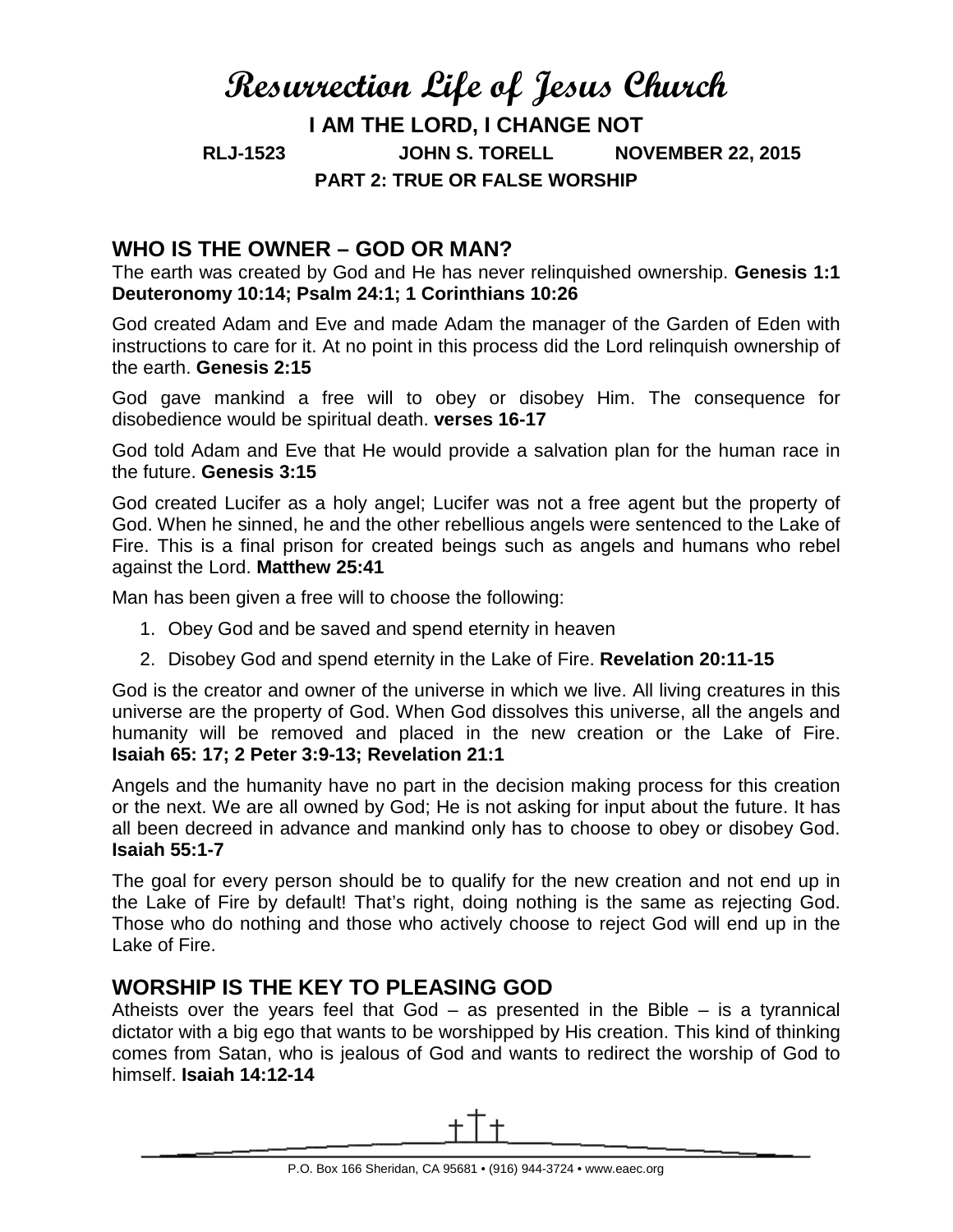# Resurrection Life of Jesus Church

## I AM THE LORD, I CHANGE NOT

**RLJ-1523 JOHN S. TORELL NOVEMBER 22, 2015**

**PART 2: TRUE OR FALSE WORSHIP**

## WHO IS THE OWNER – GOD OR MAN?

The earth was created by God and He has never relinquished ownership. **Genesis 1:1 Deuteronomy 10:14; Psalm 24:1; 1 Corinthians 10:26**

God created Adam and Eve and made Adam the manager of the Garden of Eden with instructions to care for it. At no point in this process did the Lord relinquish ownership of the earth. **Genesis 2:15**

God gave mankind a free will to obey or disobey Him. The consequence for disobedience would be spiritual death. **verses 16-17**

God told Adam and Eve that He would provide a salvation plan for the human race in the future. **Genesis 3:15**

God created Lucifer as a holy angel; Lucifer was not a free agent but the property of God. When he sinned, he and the other rebellious angels were sentenced to the Lake of Fire. This is a final prison for created beings such as angels and humans who rebel against the Lord. **Matthew 25:41**

Man has been given a free will to choose the following:

1. Obey God and be saved and spend eternity in heaven
2. Disobey God and spend eternity in the Lake of Fire. **Revelation 20:11-15**

God is the creator and owner of the universe in which we live. All living creatures in this universe are the property of God. When God dissolves this universe, all the angels and humanity will be removed and placed in the new creation or the Lake of Fire. **Isaiah 65: 17; 2 Peter 3:9-13; Revelation 21:1**

Angels and the humanity have no part in the decision making process for this creation or the next. We are all owned by God; He is not asking for input about the future. It has all been decreed in advance and mankind only has to choose to obey or disobey God. **Isaiah 55:1-7**

The goal for every person should be to qualify for the new creation and not end up in the Lake of Fire by default! That's right, doing nothing is the same as rejecting God. Those who do nothing and those who actively choose to reject God will end up in the Lake of Fire.

## WORSHIP IS THE KEY TO PLEASING GOD

Atheists over the years feel that God – as presented in the Bible – is a tyrannical dictator with a big ego that wants to be worshipped by His creation. This kind of thinking comes from Satan, who is jealous of God and wants to redirect the worship of God to himself. **Isaiah 14:12-14**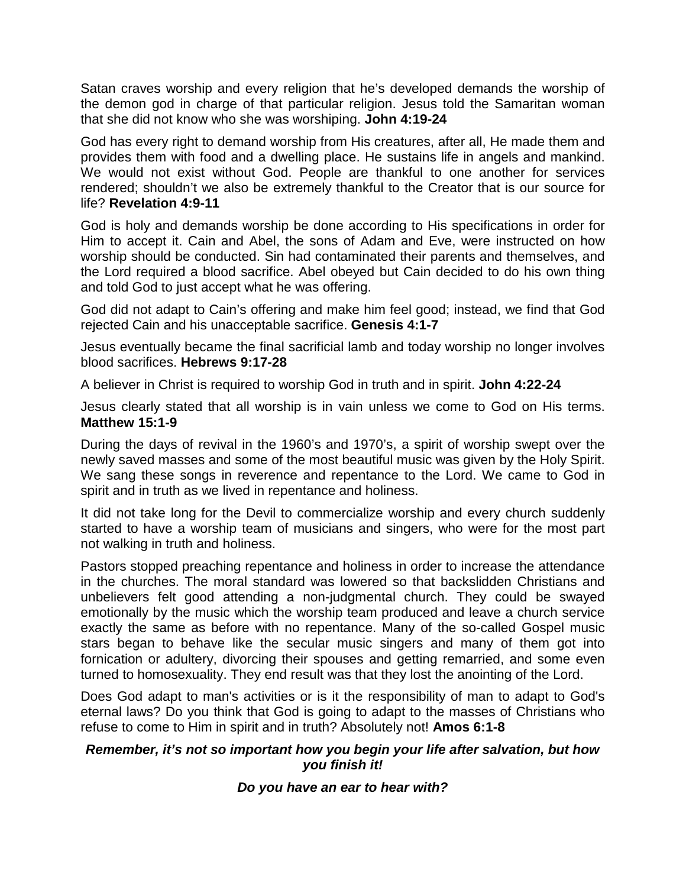Satan craves worship and every religion that he's developed demands the worship of the demon god in charge of that particular religion. Jesus told the Samaritan woman that she did not know who she was worshiping. **John 4:19-24**

God has every right to demand worship from His creatures, after all, He made them and provides them with food and a dwelling place. He sustains life in angels and mankind. We would not exist without God. People are thankful to one another for services rendered; shouldn't we also be extremely thankful to the Creator that is our source for life? **Revelation 4:9-11**

God is holy and demands worship be done according to His specifications in order for Him to accept it. Cain and Abel, the sons of Adam and Eve, were instructed on how worship should be conducted. Sin had contaminated their parents and themselves, and the Lord required a blood sacrifice. Abel obeyed but Cain decided to do his own thing and told God to just accept what he was offering.

God did not adapt to Cain's offering and make him feel good; instead, we find that God rejected Cain and his unacceptable sacrifice. **Genesis 4:1-7**

Jesus eventually became the final sacrificial lamb and today worship no longer involves blood sacrifices. **Hebrews 9:17-28**

A believer in Christ is required to worship God in truth and in spirit. **John 4:22-24**

Jesus clearly stated that all worship is in vain unless we come to God on His terms. **Matthew 15:1-9**

During the days of revival in the 1960's and 1970's, a spirit of worship swept over the newly saved masses and some of the most beautiful music was given by the Holy Spirit. We sang these songs in reverence and repentance to the Lord. We came to God in spirit and in truth as we lived in repentance and holiness.

It did not take long for the Devil to commercialize worship and every church suddenly started to have a worship team of musicians and singers, who were for the most part not walking in truth and holiness.

Pastors stopped preaching repentance and holiness in order to increase the attendance in the churches. The moral standard was lowered so that backslidden Christians and unbelievers felt good attending a non-judgmental church. They could be swayed emotionally by the music which the worship team produced and leave a church service exactly the same as before with no repentance. Many of the so-called Gospel music stars began to behave like the secular music singers and many of them got into fornication or adultery, divorcing their spouses and getting remarried, and some even turned to homosexuality. They end result was that they lost the anointing of the Lord.

Does God adapt to man's activities or is it the responsibility of man to adapt to God's eternal laws? Do you think that God is going to adapt to the masses of Christians who refuse to come to Him in spirit and in truth? Absolutely not! **Amos 6:1-8**

***Remember, it's not so important how you begin your life after salvation, but how you finish it!***

***Do you have an ear to hear with?***